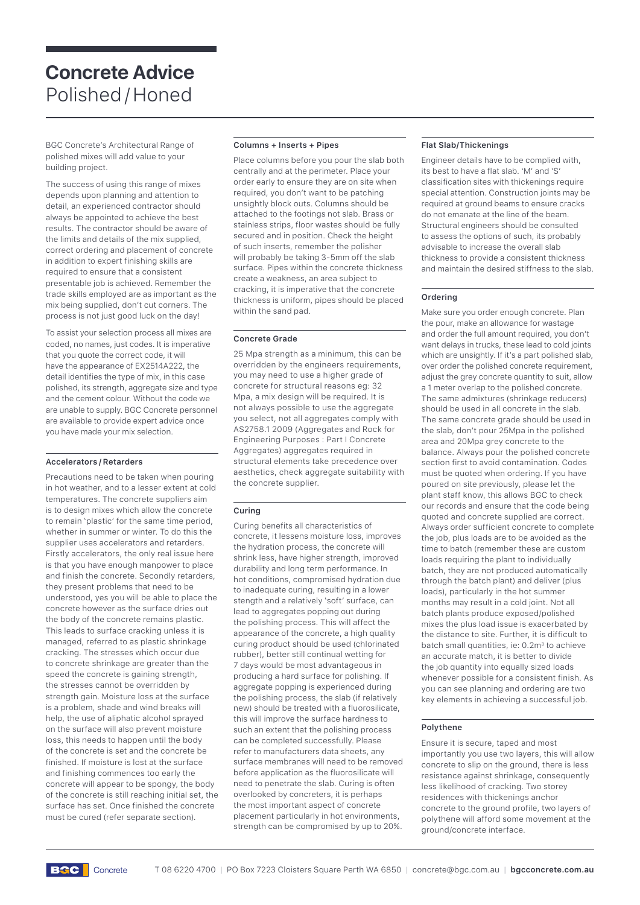# Concrete Advice

## Polished / Honed

BGC Concrete's Architectural Range of polished mixes will add value to your building project.

The success of using this range of mixes depends upon planning and attention to detail, an experienced contractor should always be appointed to achieve the best results. The contractor should be aware of the limits and details of the mix supplied, correct ordering and placement of concrete in addition to expert finishing skills are required to ensure that a consistent presentable job is achieved. Remember the trade skills employed are as important as the mix being supplied, don't cut corners. The process is not just good luck on the day!

To assist your selection process all mixes are coded, no names, just codes. It is imperative that you quote the correct code, it will have the appearance of EX2514A222, the detail identifies the type of mix, in this case polished, its strength, aggregate size and type and the cement colour. Without the code we are unable to supply. BGC Concrete personnel are available to provide expert advice once you have made your mix selection.

#### Accelerators / Retarders

Precautions need to be taken when pouring in hot weather, and to a lesser extent at cold temperatures. The concrete suppliers aim is to design mixes which allow the concrete to remain 'plastic' for the same time period, whether in summer or winter. To do this the supplier uses accelerators and retarders. Firstly accelerators, the only real issue here is that you have enough manpower to place and finish the concrete. Secondly retarders, they present problems that need to be understood, yes you will be able to place the concrete however as the surface dries out the body of the concrete remains plastic. This leads to surface cracking unless it is managed, referred to as plastic shrinkage cracking. The stresses which occur due to concrete shrinkage are greater than the speed the concrete is gaining strength, the stresses cannot be overridden by strength gain. Moisture loss at the surface is a problem, shade and wind breaks will help, the use of aliphatic alcohol sprayed on the surface will also prevent moisture loss, this needs to happen until the body of the concrete is set and the concrete be finished. If moisture is lost at the surface and finishing commences too early the concrete will appear to be spongy, the body of the concrete is still reaching initial set, the surface has set. Once finished the concrete must be cured (refer separate section).

#### Columns + Inserts + Pipes

Place columns before you pour the slab both centrally and at the perimeter. Place your order early to ensure they are on site when required, you don't want to be patching unsightly block outs. Columns should be attached to the footings not slab. Brass or stainless strips, floor wastes should be fully secured and in position. Check the height of such inserts, remember the polisher will probably be taking 3-5mm off the slab surface. Pipes within the concrete thickness create a weakness, an area subject to cracking, it is imperative that the concrete thickness is uniform, pipes should be placed within the sand pad.

#### Concrete Grade

25 Mpa strength as a minimum, this can be overridden by the engineers requirements, you may need to use a higher grade of concrete for structural reasons eg: 32 Mpa, a mix design will be required. It is not always possible to use the aggregate you select, not all aggregates comply with AS2758.1 2009 (Aggregates and Rock for Engineering Purposes : Part I Concrete Aggregates) aggregates required in structural elements take precedence over aesthetics, check aggregate suitability with the concrete supplier.

#### Curing

Curing benefits all characteristics of concrete, it lessens moisture loss, improves the hydration process, the concrete will shrink less, have higher strength, improved durability and long term performance. In hot conditions, compromised hydration due to inadequate curing, resulting in a lower strength and a relatively 'soft' surface, can lead to aggregates popping out during the polishing process. This will affect the appearance of the concrete, a high quality curing product should be used (chlorinated rubber), better still continual wetting for 7 days would be most advantageous in producing a hard surface for polishing. If aggregate popping is experienced during the polishing process, the slab (if relatively new) should be treated with a fluorosilicate, this will improve the surface hardness to such an extent that the polishing process can be completed successfully. Please refer to manufacturers data sheets, any surface membranes will need to be removed before application as the fluorosilicate will need to penetrate the slab. Curing is often overlooked by concreters, it is perhaps the most important aspect of concrete placement particularly in hot environments, strength can be compromised by up to 20%.

#### Flat Slab/Thickenings

Engineer details have to be complied with, its best to have a flat slab. 'M' and 'S' classification sites with thickenings require special attention. Construction joints may be required at ground beams to ensure cracks do not emanate at the line of the beam. Structural engineers should be consulted to assess the options of such, its probably advisable to increase the overall slab thickness to provide a consistent thickness and maintain the desired stiffness to the slab.

#### Ordering

Make sure you order enough concrete. Plan the pour, make an allowance for wastage and order the full amount required, you don't want delays in trucks, these lead to cold joints which are unsightly. If it's a part polished slab, over order the polished concrete requirement, adjust the grey concrete quantity to suit, allow a 1 meter overlap to the polished concrete. The same admixtures (shrinkage reducers) should be used in all concrete in the slab. The same concrete grade should be used in the slab, don't pour 25Mpa in the polished area and 20Mpa grey concrete to the balance. Always pour the polished concrete section first to avoid contamination. Codes must be quoted when ordering. If you have poured on site previously, please let the plant staff know, this allows BGC to check our records and ensure that the code being quoted and concrete supplied are correct. Always order sufficient concrete to complete the job, plus loads are to be avoided as the time to batch (remember these are custom loads requiring the plant to individually batch, they are not produced automatically through the batch plant) and deliver (plus loads), particularly in the hot summer months may result in a cold joint. Not all batch plants produce exposed/polished mixes the plus load issue is exacerbated by the distance to site. Further, it is difficult to batch small quantities, ie: $0.2m^3$ to achieve an accurate match, it is better to divide the job quantity into equally sized loads whenever possible for a consistent finish. As you can see planning and ordering are two key elements in achieving a successful job.

#### Polythene

Ensure it is secure, taped and most importantly you use two layers, this will allow concrete to slip on the ground, there is less resistance against shrinkage, consequently less likelihood of cracking. Two storey residences with thickenings anchor concrete to the ground profile, two layers of polythene will afford some movement at the ground/concrete interface.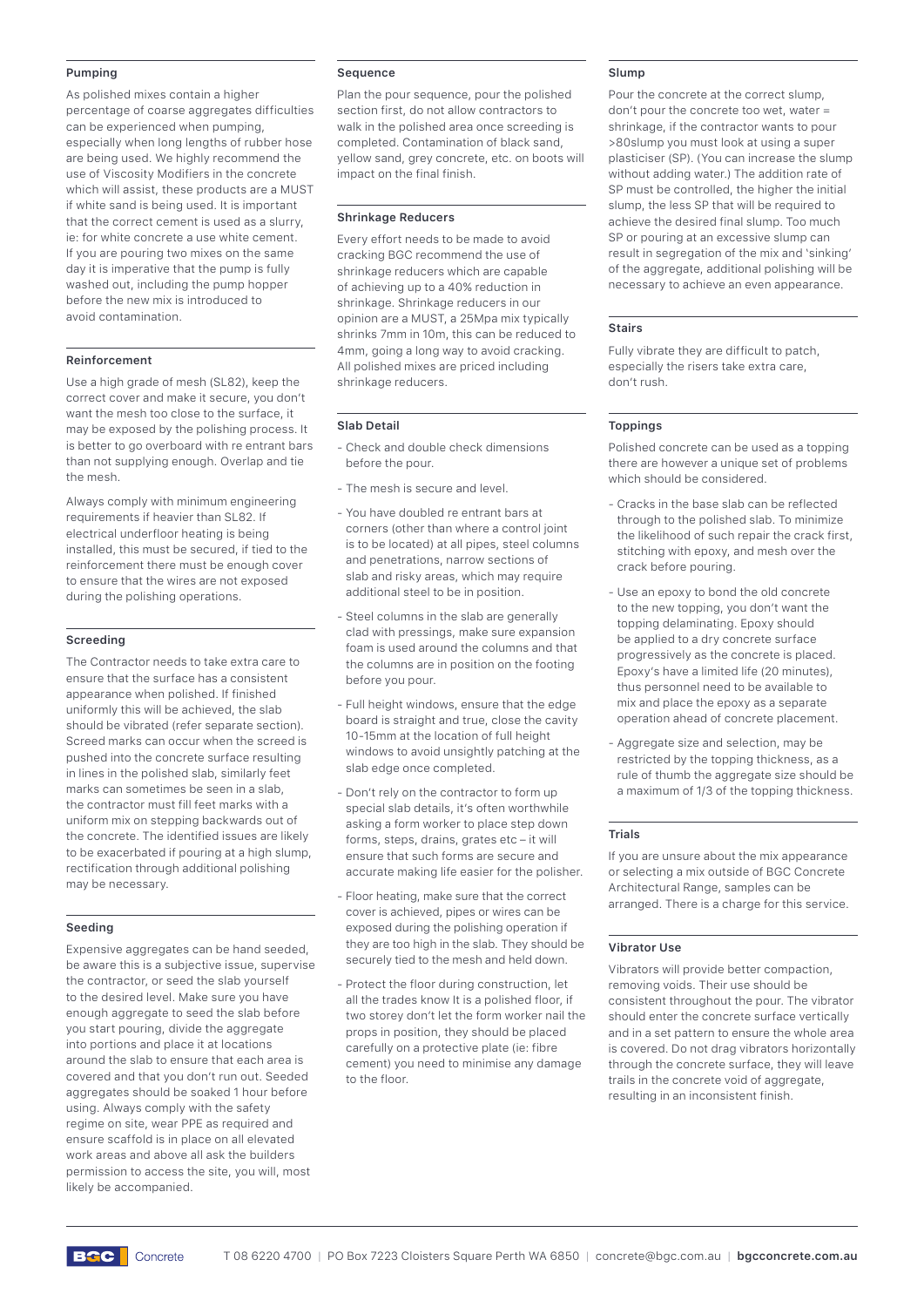## Pumping

As polished mixes contain a higher percentage of coarse aggregates difficulties can be experienced when pumping, especially when long lengths of rubber hose are being used. We highly recommend the use of Viscosity Modifiers in the concrete which will assist, these products are a MUST if white sand is being used. It is important that the correct cement is used as a slurry, ie: for white concrete a use white cement. If you are pouring two mixes on the same day it is imperative that the pump is fully washed out, including the pump hopper before the new mix is introduced to avoid contamination.

## Reinforcement

Use a high grade of mesh (SL82), keep the correct cover and make it secure, you don't want the mesh too close to the surface, it may be exposed by the polishing process. It is better to go overboard with re entrant bars than not supplying enough. Overlap and tie the mesh.

Always comply with minimum engineering requirements if heavier than SL82. If electrical underfloor heating is being installed, this must be secured, if tied to the reinforcement there must be enough cover to ensure that the wires are not exposed during the polishing operations.

## Screeding

The Contractor needs to take extra care to ensure that the surface has a consistent appearance when polished. If finished uniformly this will be achieved, the slab should be vibrated (refer separate section). Screed marks can occur when the screed is pushed into the concrete surface resulting in lines in the polished slab, similarly feet marks can sometimes be seen in a slab, the contractor must fill feet marks with a uniform mix on stepping backwards out of the concrete. The identified issues are likely to be exacerbated if pouring at a high slump, rectification through additional polishing may be necessary.

## Seeding

Expensive aggregates can be hand seeded, be aware this is a subjective issue, supervise the contractor, or seed the slab yourself to the desired level. Make sure you have enough aggregate to seed the slab before you start pouring, divide the aggregate into portions and place it at locations around the slab to ensure that each area is covered and that you don't run out. Seeded aggregates should be soaked 1 hour before using. Always comply with the safety regime on site, wear PPE as required and ensure scaffold is in place on all elevated work areas and above all ask the builders permission to access the site, you will, most likely be accompanied.

## Sequence

Plan the pour sequence, pour the polished section first, do not allow contractors to walk in the polished area once screeding is completed. Contamination of black sand, yellow sand, grey concrete, etc. on boots will impact on the final finish.

## Shrinkage Reducers

Every effort needs to be made to avoid cracking BGC recommend the use of shrinkage reducers which are capable of achieving up to a 40% reduction in shrinkage. Shrinkage reducers in our opinion are a MUST, a 25Mpa mix typically shrinks 7mm in 10m, this can be reduced to 4mm, going a long way to avoid cracking. All polished mixes are priced including shrinkage reducers.

## Slab Detail

- Check and double check dimensions before the pour.
- The mesh is secure and level.
- You have doubled re entrant bars at corners (other than where a control joint is to be located) at all pipes, steel columns and penetrations, narrow sections of slab and risky areas, which may require additional steel to be in position.
- Steel columns in the slab are generally clad with pressings, make sure expansion foam is used around the columns and that the columns are in position on the footing before you pour.
- Full height windows, ensure that the edge board is straight and true, close the cavity 10-15mm at the location of full height windows to avoid unsightly patching at the slab edge once completed.
- Don't rely on the contractor to form up special slab details, it's often worthwhile asking a form worker to place step down forms, steps, drains, grates etc – it will ensure that such forms are secure and accurate making life easier for the polisher.
- Floor heating, make sure that the correct cover is achieved, pipes or wires can be exposed during the polishing operation if they are too high in the slab. They should be securely tied to the mesh and held down.
- Protect the floor during construction, let all the trades know It is a polished floor, if two storey don't let the form worker nail the props in position, they should be placed carefully on a protective plate (ie: fibre cement) you need to minimise any damage to the floor.

## Slump

Pour the concrete at the correct slump, don't pour the concrete too wet, water = shrinkage, if the contractor wants to pour >80slump you must look at using a super plasticiser (SP). (You can increase the slump without adding water.) The addition rate of SP must be controlled, the higher the initial slump, the less SP that will be required to achieve the desired final slump. Too much SP or pouring at an excessive slump can result in segregation of the mix and 'sinking' of the aggregate, additional polishing will be necessary to achieve an even appearance.

## Stairs

Fully vibrate they are difficult to patch, especially the risers take extra care, don't rush.

## Toppings

Polished concrete can be used as a topping there are however a unique set of problems which should be considered.

- Cracks in the base slab can be reflected through to the polished slab. To minimize the likelihood of such repair the crack first, stitching with epoxy, and mesh over the crack before pouring.
- Use an epoxy to bond the old concrete to the new topping, you don't want the topping delaminating. Epoxy should be applied to a dry concrete surface progressively as the concrete is placed. Epoxy's have a limited life (20 minutes), thus personnel need to be available to mix and place the epoxy as a separate operation ahead of concrete placement.
- Aggregate size and selection, may be restricted by the topping thickness, as a rule of thumb the aggregate size should be a maximum of 1/3 of the topping thickness.

## Trials

If you are unsure about the mix appearance or selecting a mix outside of BGC Concrete Architectural Range, samples can be arranged. There is a charge for this service.

## Vibrator Use

Vibrators will provide better compaction, removing voids. Their use should be consistent throughout the pour. The vibrator should enter the concrete surface vertically and in a set pattern to ensure the whole area is covered. Do not drag vibrators horizontally through the concrete surface, they will leave trails in the concrete void of aggregate, resulting in an inconsistent finish.

BGC Concrete T 08 6220 4700 | PO Box 7223 Cloisters Square Perth WA 6850 | concrete@bgc.com.au | **bgcconcrete.com.au**